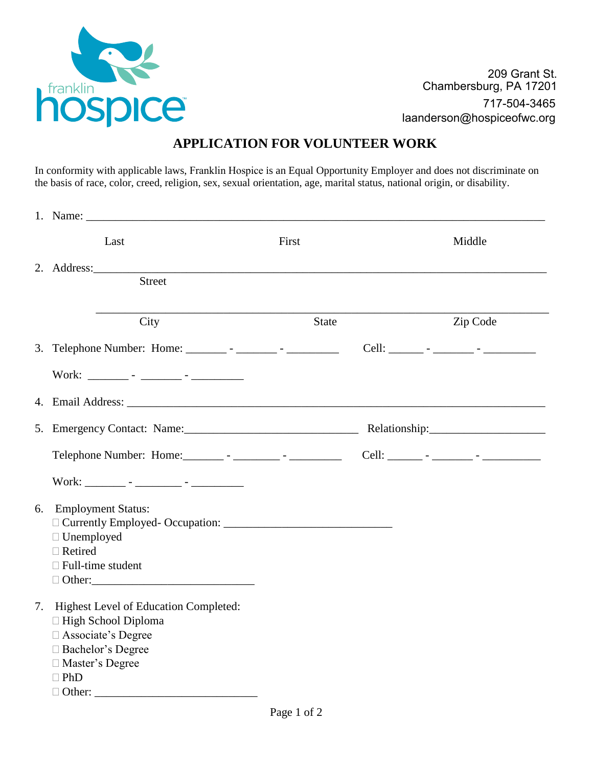franklin hospice

209 Grant St.
Chambersburg, PA 17201
717-504-3465
laanderson@hospiceofwc.org

# APPLICATION FOR VOLUNTEER WORK

In conformity with applicable laws, Franklin Hospice is an Equal Opportunity Employer and does not discriminate on the basis of race, color, creed, religion, sex, sexual orientation, age, marital status, national origin, or disability.

1. Name: ____________________________________________________________________________

   Last First Middle

2. Address:__________________________________________________________________________

   Street

   __________________________________________________________________________

   City State Zip Code

3. Telephone Number: Home: _______ - _______ - _________ Cell: ______ - _______ - _________

   Work: _______ - _______ - _________

4. Email Address: ______________________________________________________________________

5. Emergency Contact: Name:______________________________ Relationship:____________________

   Telephone Number: Home:_______ - ________ - _________ Cell: ______ - _______ - __________

   Work: _______ - ________ - _________

6. Employment Status:
   - ☐ Currently Employed- Occupation: _____________________________
   - ☐ Unemployed
   - ☐ Retired
   - ☐ Full-time student
   - ☐ Other:___________________________

7. Highest Level of Education Completed:
   - ☐ High School Diploma
   - ☐ Associate's Degree
   - ☐ Bachelor's Degree
   - ☐ Master's Degree
   - ☐ PhD
   - ☐ Other: ___________________________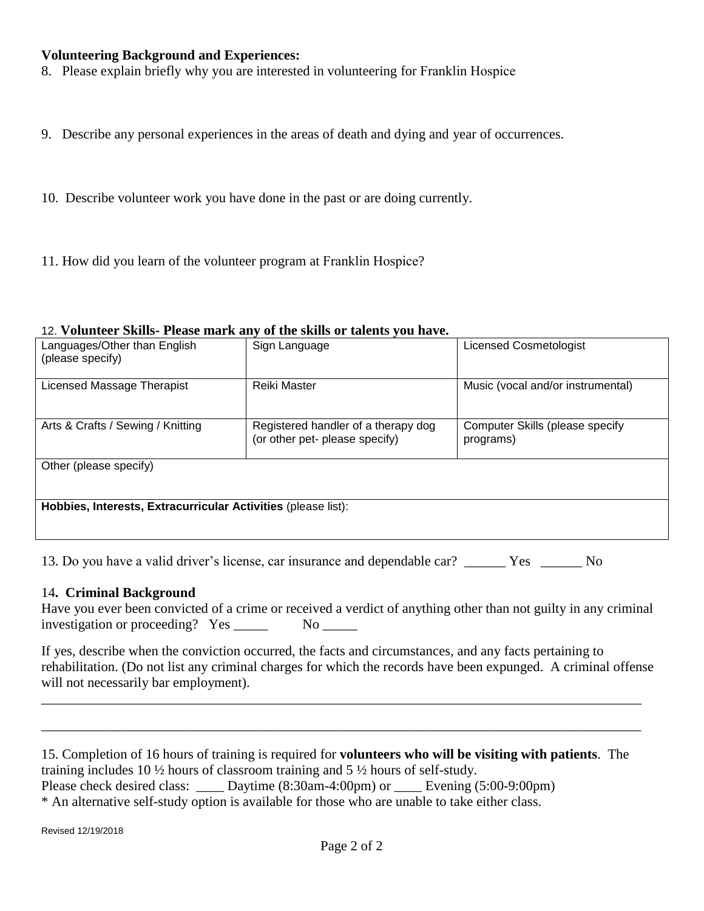**Volunteering Background and Experiences:**

8. Please explain briefly why you are interested in volunteering for Franklin Hospice

9. Describe any personal experiences in the areas of death and dying and year of occurrences.

10. Describe volunteer work you have done in the past or are doing currently.

11. How did you learn of the volunteer program at Franklin Hospice?

12. **Volunteer Skills- Please mark any of the skills or talents you have.**

| | | |
|---|---|---|
| Languages/Other than English (please specify) | Sign Language | Licensed Cosmetologist |
| Licensed Massage Therapist | Reiki Master | Music (vocal and/or instrumental) |
| Arts & Crafts / Sewing / Knitting | Registered handler of a therapy dog (or other pet- please specify) | Computer Skills (please specify programs) |
| Other (please specify) | | |
| **Hobbies, Interests, Extracurricular Activities** (please list): | | |

13. Do you have a valid driver's license, car insurance and dependable car? ______ Yes ______ No

14**. Criminal Background**

Have you ever been convicted of a crime or received a verdict of anything other than not guilty in any criminal investigation or proceeding? Yes _____ No _____

If yes, describe when the conviction occurred, the facts and circumstances, and any facts pertaining to rehabilitation. (Do not list any criminal charges for which the records have been expunged. A criminal offense will not necessarily bar employment).

_______________________________________________________________________________________

_______________________________________________________________________________________

15. Completion of 16 hours of training is required for **volunteers who will be visiting with patients**. The training includes 10 ½ hours of classroom training and 5 ½ hours of self-study.

Please check desired class: ____ Daytime (8:30am-4:00pm) or ____ Evening (5:00-9:00pm)

* An alternative self-study option is available for those who are unable to take either class.

Revised 12/19/2018